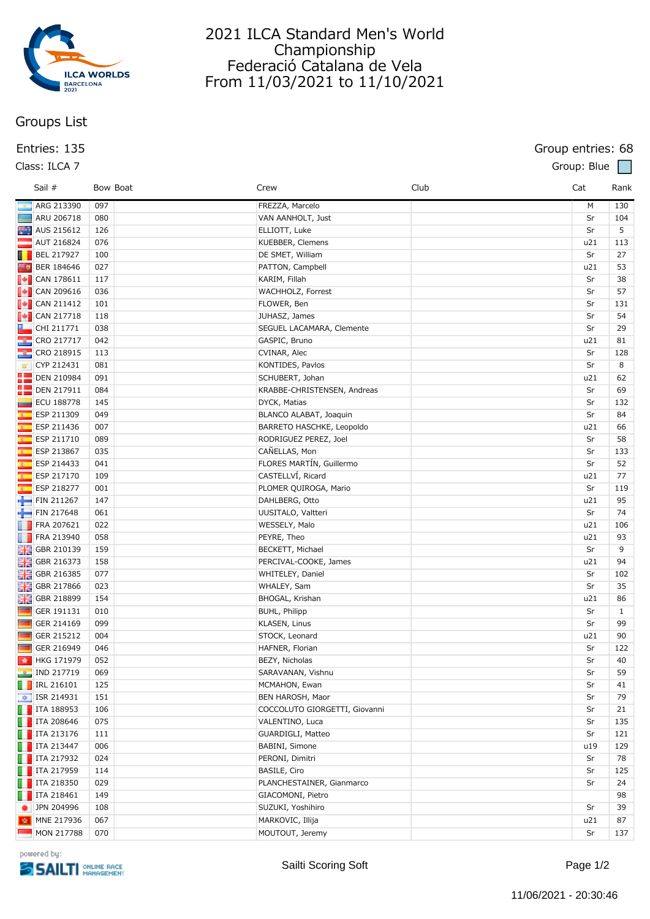# 2021 ILCA Standard Men's World Championship

Federació Catalana de Vela

From 11/03/2021 to 11/10/2021

## Groups List

Entries: 135

Group entries: 68

Class: ILCA 7

Group: Blue

| Sail # | Bow | Boat | Crew | Club | Cat | Rank |
|---|---|---|---|---|---|---|
| ARG 213390 | 097 | | FREZZA, Marcelo | | M | 130 |
| ARU 206718 | 080 | | VAN AANHOLT, Just | | Sr | 104 |
| AUS 215612 | 126 | | ELLIOTT, Luke | | Sr | 5 |
| AUT 216824 | 076 | | KUEBBER, Clemens | | u21 | 113 |
| BEL 217927 | 100 | | DE SMET, William | | Sr | 27 |
| BER 184646 | 027 | | PATTON, Campbell | | u21 | 53 |
| CAN 178611 | 117 | | KARIM, Fillah | | Sr | 38 |
| CAN 209616 | 036 | | WACHHOLZ, Forrest | | Sr | 57 |
| CAN 211412 | 101 | | FLOWER, Ben | | Sr | 131 |
| CAN 217718 | 118 | | JUHASZ, James | | Sr | 54 |
| CHI 211771 | 038 | | SEGUEL LACAMARA, Clemente | | Sr | 29 |
| CRO 217717 | 042 | | GASPIC, Bruno | | u21 | 81 |
| CRO 218915 | 113 | | CVINAR, Alec | | Sr | 128 |
| CYP 212431 | 081 | | KONTIDES, Pavlos | | Sr | 8 |
| DEN 210984 | 091 | | SCHUBERT, Johan | | u21 | 62 |
| DEN 217911 | 084 | | KRABBE-CHRISTENSEN, Andreas | | Sr | 69 |
| ECU 188778 | 145 | | DYCK, Matias | | Sr | 132 |
| ESP 211309 | 049 | | BLANCO ALABAT, Joaquin | | Sr | 84 |
| ESP 211436 | 007 | | BARRETO HASCHKE, Leopoldo | | u21 | 66 |
| ESP 211710 | 089 | | RODRIGUEZ PEREZ, Joel | | Sr | 58 |
| ESP 213867 | 035 | | CAÑELLAS, Mon | | Sr | 133 |
| ESP 214433 | 041 | | FLORES MARTÍN, Guillermo | | Sr | 52 |
| ESP 217170 | 109 | | CASTELLVÍ, Ricard | | u21 | 77 |
| ESP 218277 | 001 | | PLOMER QUIROGA, Mario | | Sr | 119 |
| FIN 211267 | 147 | | DAHLBERG, Otto | | u21 | 95 |
| FIN 217648 | 061 | | UUSITALO, Valtteri | | Sr | 74 |
| FRA 207621 | 022 | | WESSELY, Malo | | u21 | 106 |
| FRA 213940 | 058 | | PEYRE, Theo | | u21 | 93 |
| GBR 210139 | 159 | | BECKETT, Michael | | Sr | 9 |
| GBR 216373 | 158 | | PERCIVAL-COOKE, James | | u21 | 94 |
| GBR 216385 | 077 | | WHITELEY, Daniel | | Sr | 102 |
| GBR 217866 | 023 | | WHALEY, Sam | | Sr | 35 |
| GBR 218899 | 154 | | BHOGAL, Krishan | | u21 | 86 |
| GER 191131 | 010 | | BUHL, Philipp | | Sr | 1 |
| GER 214169 | 099 | | KLASEN, Linus | | Sr | 99 |
| GER 215212 | 004 | | STOCK, Leonard | | u21 | 90 |
| GER 216949 | 046 | | HAFNER, Florian | | Sr | 122 |
| HKG 171979 | 052 | | BEZY, Nicholas | | Sr | 40 |
| IND 217719 | 069 | | SARAVANAN, Vishnu | | Sr | 59 |
| IRL 216101 | 125 | | MCMAHON, Ewan | | Sr | 41 |
| ISR 214931 | 151 | | BEN HAROSH, Maor | | Sr | 79 |
| ITA 188953 | 106 | | COCCOLUTO GIORGETTI, Giovanni | | Sr | 21 |
| ITA 208646 | 075 | | VALENTINO, Luca | | Sr | 135 |
| ITA 213176 | 111 | | GUARDIGLI, Matteo | | Sr | 121 |
| ITA 213447 | 006 | | BABINI, Simone | | u19 | 129 |
| ITA 217932 | 024 | | PERONI, Dimitri | | Sr | 78 |
| ITA 217959 | 114 | | BASILE, Ciro | | Sr | 125 |
| ITA 218350 | 029 | | PLANCHESTAINER, Gianmarco | | Sr | 24 |
| ITA 218461 | 149 | | GIACOMONI, Pietro | | | 98 |
| JPN 204996 | 108 | | SUZUKI, Yoshihiro | | Sr | 39 |
| MNE 217936 | 067 | | MARKOVIC, Illija | | u21 | 87 |
| MON 217788 | 070 | | MOUTOUT, Jeremy | | Sr | 137 |

powered by: SAILTI ONLINE RACE MANAGEMENT

Sailti Scoring Soft

11/06/2021 - 20:30:46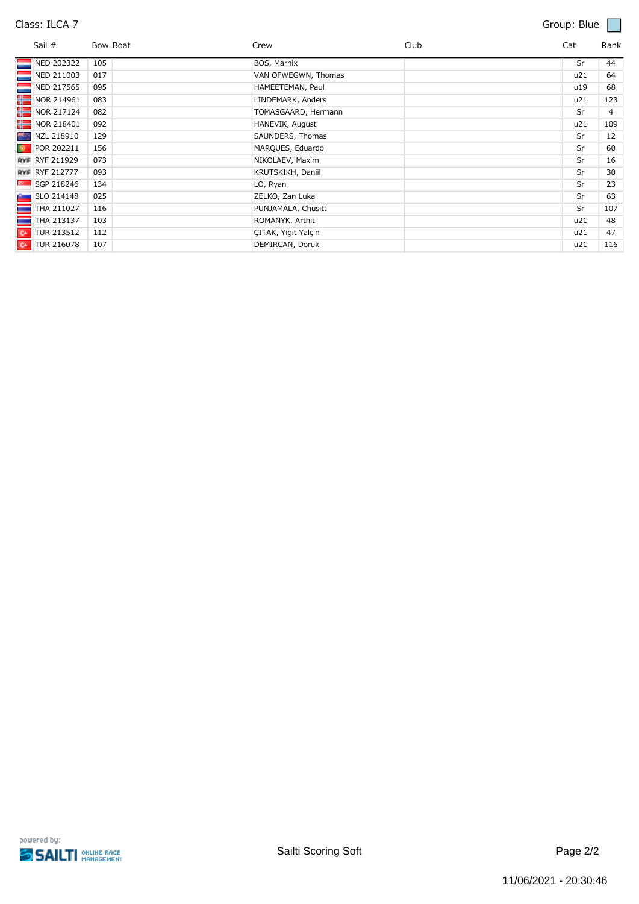Class: ILCA 7 Group: Blue

| Sail # | Bow | Boat | Crew | Club | Cat | Rank |
|---|---|---|---|---|---|---|
| NED 202322 | 105 | | BOS, Marnix | | Sr | 44 |
| NED 211003 | 017 | | VAN OFWEGWN, Thomas | | u21 | 64 |
| NED 217565 | 095 | | HAMEETEMAN, Paul | | u19 | 68 |
| NOR 214961 | 083 | | LINDEMARK, Anders | | u21 | 123 |
| NOR 217124 | 082 | | TOMASGAARD, Hermann | | Sr | 4 |
| NOR 218401 | 092 | | HANEVIK, August | | u21 | 109 |
| NZL 218910 | 129 | | SAUNDERS, Thomas | | Sr | 12 |
| POR 202211 | 156 | | MARQUES, Eduardo | | Sr | 60 |
| RYF 211929 | 073 | | NIKOLAEV, Maxim | | Sr | 16 |
| RYF 212777 | 093 | | KRUTSKIKH, Daniil | | Sr | 30 |
| SGP 218246 | 134 | | LO, Ryan | | Sr | 23 |
| SLO 214148 | 025 | | ZELKO, Zan Luka | | Sr | 63 |
| THA 211027 | 116 | | PUNJAMALA, Chusitt | | Sr | 107 |
| THA 213137 | 103 | | ROMANYK, Arthit | | u21 | 48 |
| TUR 213512 | 112 | | ÇITAK, Yigit Yalçin | | u21 | 47 |
| TUR 216078 | 107 | | DEMIRCAN, Doruk | | u21 | 116 |

powered by: SAILTI ONLINE RACE MANAGEMENT

Sailti Scoring Soft

11/06/2021 - 20:30:46